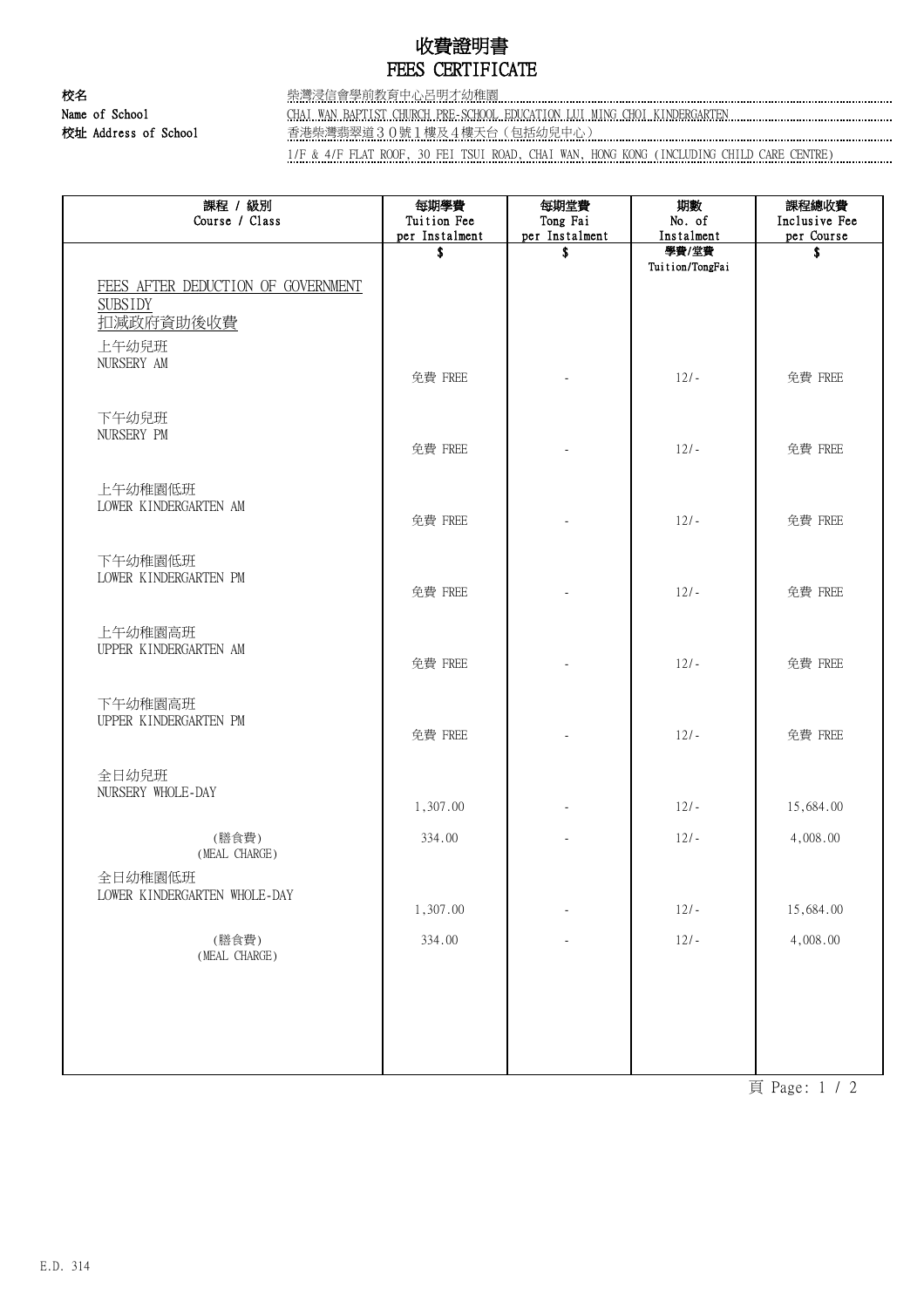# 收費證明書
# FEES CERTIFICATE

**校名** 柴灣浸信會學前教育中心呂明才幼稚園

**Name of School** CHAI WAN BAPTIST CHURCH PRE-SCHOOL EDUCATION LUI MING CHOI KINDERGARTEN

**校址 Address of School** 香港柴灣翡翠道３０號１樓及４樓天台（包括幼兒中心）

1/F & 4/F FLAT ROOF, 30 FEI TSUI ROAD, CHAI WAN, HONG KONG (INCLUDING CHILD CARE CENTRE)

| 課程 / 級別 Course / Class | 每期學費 Tuition Fee per Instalment | 每期堂費 Tong Fai per Instalment | 期數 No. of Instalment | 課程總收費 Inclusive Fee per Course |
|---|---|---|---|---|
| | $ | $ | 學費/堂費 Tuition/TongFai | $ |
| FEES AFTER DEDUCTION OF GOVERNMENT SUBSIDY 扣減政府資助後收費 | | | | |
| 上午幼兒班 NURSERY AM | 免費 FREE | - | 12/- | 免費 FREE |
| 下午幼兒班 NURSERY PM | 免費 FREE | - | 12/- | 免費 FREE |
| 上午幼稚園低班 LOWER KINDERGARTEN AM | 免費 FREE | - | 12/- | 免費 FREE |
| 下午幼稚園低班 LOWER KINDERGARTEN PM | 免費 FREE | - | 12/- | 免費 FREE |
| 上午幼稚園高班 UPPER KINDERGARTEN AM | 免費 FREE | - | 12/- | 免費 FREE |
| 下午幼稚園高班 UPPER KINDERGARTEN PM | 免費 FREE | - | 12/- | 免費 FREE |
| 全日幼兒班 NURSERY WHOLE-DAY | 1,307.00 | - | 12/- | 15,684.00 |
| (膳食費) (MEAL CHARGE) | 334.00 | - | 12/- | 4,008.00 |
| 全日幼稚園低班 LOWER KINDERGARTEN WHOLE-DAY | 1,307.00 | - | 12/- | 15,684.00 |
| (膳食費) (MEAL CHARGE) | 334.00 | - | 12/- | 4,008.00 |

E.D. 314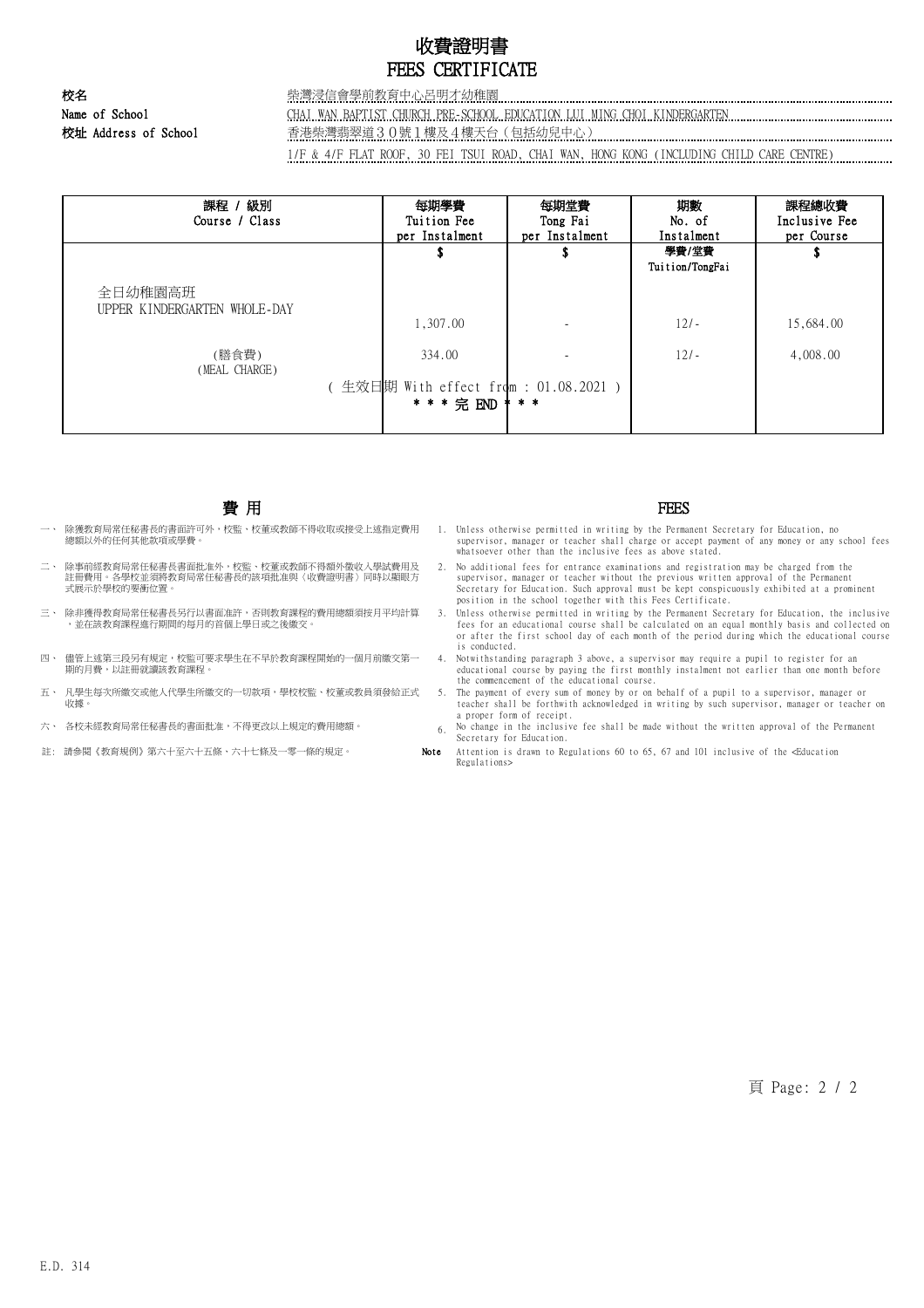# 收費證明書
# FEES CERTIFICATE

**校名** 柴灣浸信會學前教育中心呂明才幼稚園

**Name of School** CHAI WAN BAPTIST CHURCH PRE-SCHOOL EDUCATION LUI MING CHOI KINDERGARTEN

**校址 Address of School** 香港柴灣翡翠道３０號１樓及４樓天台（包括幼兒中心）

1/F & 4/F FLAT ROOF, 30 FEI TSUI ROAD, CHAI WAN, HONG KONG (INCLUDING CHILD CARE CENTRE)

| 課程 / 級別<br>Course / Class | 每期學費<br>Tuition Fee<br>per Instalment | 每期堂費<br>Tong Fai<br>per Instalment | 期數<br>No. of<br>Instalment | 課程總收費<br>Inclusive Fee<br>per Course |
|---|---|---|---|---|
| | $ | $ | 學費/堂費<br>Tuition/TongFai | $ |
| 全日幼稚園高班<br>UPPER KINDERGARTEN WHOLE-DAY | 1,307.00 | - | 12/- | 15,684.00 |
| (膳食費)<br>(MEAL CHARGE) | 334.00 | - | 12/- | 4,008.00 |
| ( 生效日期 With effect from : 01.08.2021 ) | | | | |
| * * * 完 END * * * | | | | |

## 費 用

一、 除獲教育局常任秘書長的書面許可外，校監、校董或教師不得收取或接受上述指定費用總額以外的任何其他款項或學費。

二、 除事前經教育局常任秘書長書面批准外，校監、校董或教師不得額外徵收入學試費用及註冊費用。各學校並須將教育局常任秘書長的該項批准與〈收費證明書〉同時以顯眼方式展示於學校的要衝位置。

三、 除非獲得教育局常任秘書長另行以書面准許，否則教育課程的費用總額須按月平均計算，並在該教育課程進行期間的每月的首個上學日或之後徵交。

四、 儘管上述第三段另有規定，校監可要求學生在不早於教育課程開始的一個月前徵交第一期的月費，以註冊就讀該教育課程。

五、 凡學生每次所徵交或他人代學生所徵交的一切款項，學校校監、校董或教員須發給正式收據。

六、 各校未經教育局常任秘書長的書面批准，不得更改以上規定的費用總額。

註: 請參閱《教育規例》第六十至六十五條、六十七條及一零一條的規定。

## FEES

1. Unless otherwise permitted in writing by the Permanent Secretary for Education, no supervisor, manager or teacher shall charge or accept payment of any money or any school fees whatsoever other than the inclusive fees as above stated.

2. No additional fees for entrance examinations and registration may be charged from the supervisor, manager or teacher without the previous written approval of the Permanent Secretary for Education. Such approval must be kept conspicuously exhibited at a prominent position in the school together with this Fees Certificate.

3. Unless otherwise permitted in writing by the Permanent Secretary for Education, the inclusive fees for an educational course shall be calculated on an equal monthly basis and collected on or after the first school day of each month of the period during which the educational course is conducted.

4. Notwithstanding paragraph 3 above, a supervisor may require a pupil to register for an educational course by paying the first monthly instalment not earlier than one month before the commencement of the educational course.

5. The payment of every sum of money by or on behalf of a pupil to a supervisor, manager or teacher shall be forthwith acknowledged in writing by such supervisor, manager or teacher on a proper form of receipt.

6. No change in the inclusive fee shall be made without the written approval of the Permanent Secretary for Education.

**Note** Attention is drawn to Regulations 60 to 65, 67 and 101 inclusive of the <Education Regulations>

E.D. 314